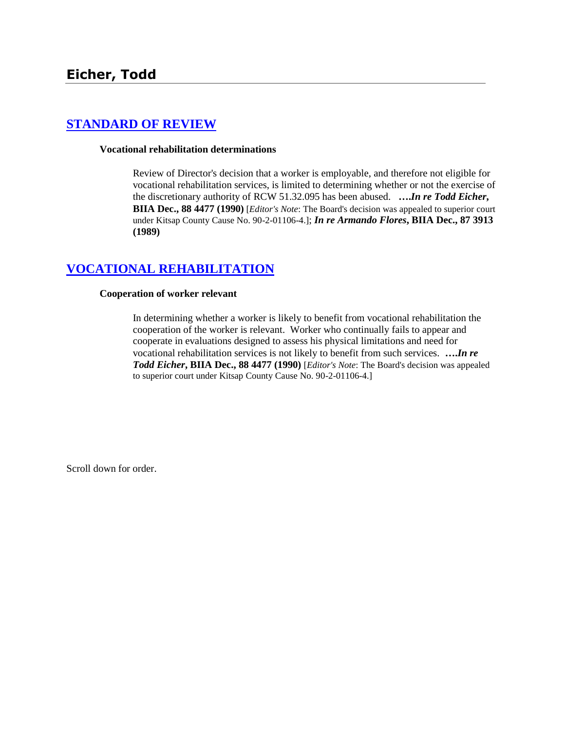# Eicher, Todd

## STANDARD OF REVIEW

### Vocational rehabilitation determinations

Review of Director's decision that a worker is employable, and therefore not eligible for vocational rehabilitation services, is limited to determining whether or not the exercise of the discretionary authority of RCW 51.32.095 has been abused. ***….In re Todd Eicher*, BIIA Dec., 88 4477 (1990)** [*Editor's Note*: The Board's decision was appealed to superior court under Kitsap County Cause No. 90-2-01106-4.]; ***In re Armando Flores*, BIIA Dec., 87 3913 (1989)**

## VOCATIONAL REHABILITATION

### Cooperation of worker relevant

In determining whether a worker is likely to benefit from vocational rehabilitation the cooperation of the worker is relevant. Worker who continually fails to appear and cooperate in evaluations designed to assess his physical limitations and need for vocational rehabilitation services is not likely to benefit from such services. ***….In re Todd Eicher*, BIIA Dec., 88 4477 (1990)** [*Editor's Note*: The Board's decision was appealed to superior court under Kitsap County Cause No. 90-2-01106-4.]

Scroll down for order.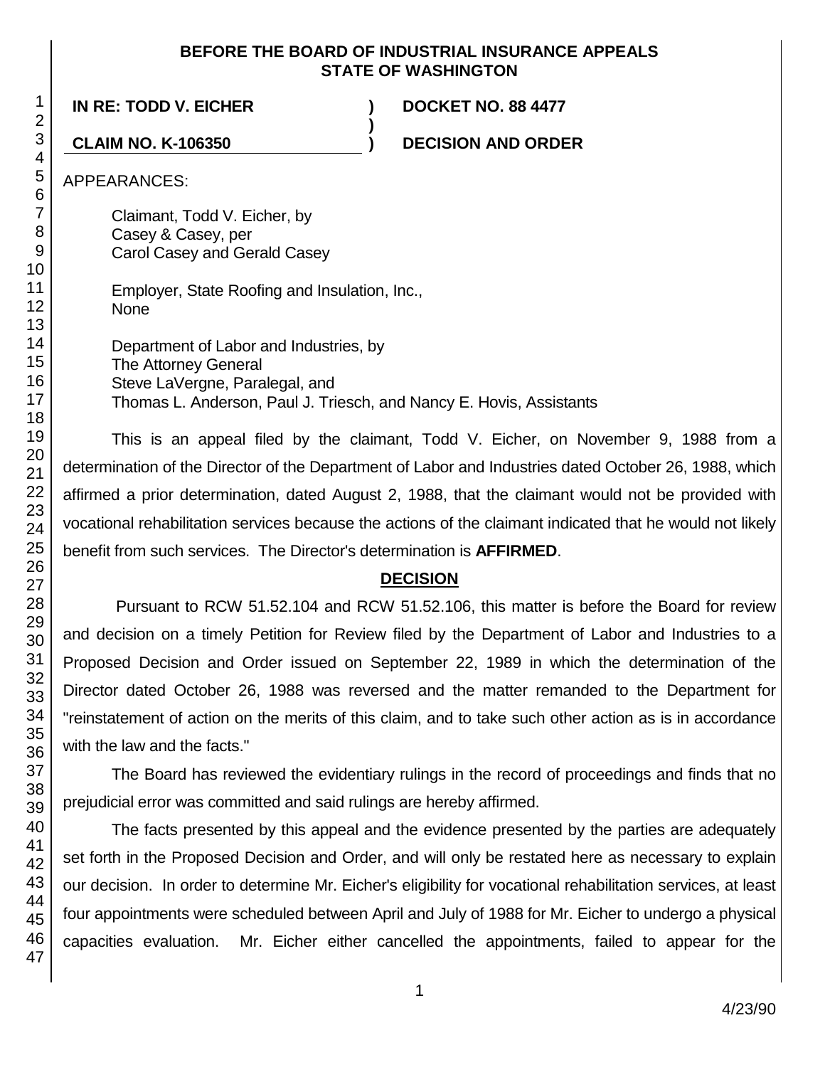**BEFORE THE BOARD OF INDUSTRIAL INSURANCE APPEALS**
**STATE OF WASHINGTON**

| | | |
|---|---|---|
| **IN RE: TODD V. EICHER** | **)** | **DOCKET NO. 88 4477** |
| | **)** | |
| **CLAIM NO. K-106350** | **)** | **DECISION AND ORDER** |

APPEARANCES:

Claimant, Todd V. Eicher, by
Casey & Casey, per
Carol Casey and Gerald Casey

Employer, State Roofing and Insulation, Inc.,
None

Department of Labor and Industries, by
The Attorney General
Steve LaVergne, Paralegal, and
Thomas L. Anderson, Paul J. Triesch, and Nancy E. Hovis, Assistants

This is an appeal filed by the claimant, Todd V. Eicher, on November 9, 1988 from a determination of the Director of the Department of Labor and Industries dated October 26, 1988, which affirmed a prior determination, dated August 2, 1988, that the claimant would not be provided with vocational rehabilitation services because the actions of the claimant indicated that he would not likely benefit from such services. The Director's determination is **AFFIRMED**.

## DECISION

Pursuant to RCW 51.52.104 and RCW 51.52.106, this matter is before the Board for review and decision on a timely Petition for Review filed by the Department of Labor and Industries to a Proposed Decision and Order issued on September 22, 1989 in which the determination of the Director dated October 26, 1988 was reversed and the matter remanded to the Department for "reinstatement of action on the merits of this claim, and to take such other action as is in accordance with the law and the facts."

The Board has reviewed the evidentiary rulings in the record of proceedings and finds that no prejudicial error was committed and said rulings are hereby affirmed.

The facts presented by this appeal and the evidence presented by the parties are adequately set forth in the Proposed Decision and Order, and will only be restated here as necessary to explain our decision. In order to determine Mr. Eicher's eligibility for vocational rehabilitation services, at least four appointments were scheduled between April and July of 1988 for Mr. Eicher to undergo a physical capacities evaluation. Mr. Eicher either cancelled the appointments, failed to appear for the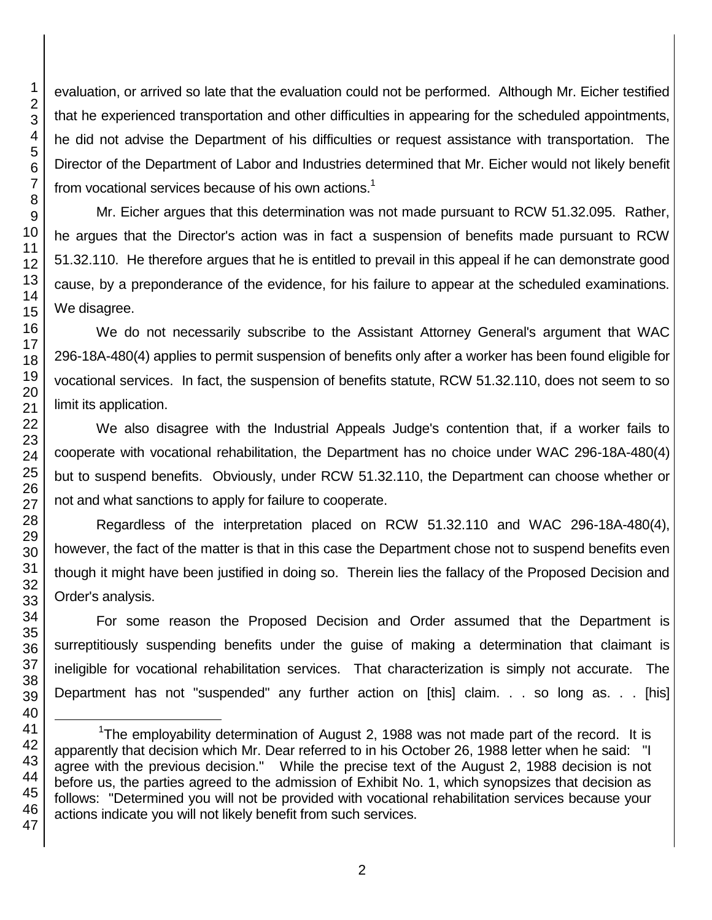evaluation, or arrived so late that the evaluation could not be performed. Although Mr. Eicher testified that he experienced transportation and other difficulties in appearing for the scheduled appointments, he did not advise the Department of his difficulties or request assistance with transportation. The Director of the Department of Labor and Industries determined that Mr. Eicher would not likely benefit from vocational services because of his own actions.[1]

Mr. Eicher argues that this determination was not made pursuant to RCW 51.32.095. Rather, he argues that the Director's action was in fact a suspension of benefits made pursuant to RCW 51.32.110. He therefore argues that he is entitled to prevail in this appeal if he can demonstrate good cause, by a preponderance of the evidence, for his failure to appear at the scheduled examinations. We disagree.

We do not necessarily subscribe to the Assistant Attorney General's argument that WAC 296-18A-480(4) applies to permit suspension of benefits only after a worker has been found eligible for vocational services. In fact, the suspension of benefits statute, RCW 51.32.110, does not seem to so limit its application.

We also disagree with the Industrial Appeals Judge's contention that, if a worker fails to cooperate with vocational rehabilitation, the Department has no choice under WAC 296-18A-480(4) but to suspend benefits. Obviously, under RCW 51.32.110, the Department can choose whether or not and what sanctions to apply for failure to cooperate.

Regardless of the interpretation placed on RCW 51.32.110 and WAC 296-18A-480(4), however, the fact of the matter is that in this case the Department chose not to suspend benefits even though it might have been justified in doing so. Therein lies the fallacy of the Proposed Decision and Order's analysis.

For some reason the Proposed Decision and Order assumed that the Department is surreptitiously suspending benefits under the guise of making a determination that claimant is ineligible for vocational rehabilitation services. That characterization is simply not accurate. The Department has not "suspended" any further action on [this] claim. . . so long as. . . [his]

---

[1] The employability determination of August 2, 1988 was not made part of the record. It is apparently that decision which Mr. Dear referred to in his October 26, 1988 letter when he said: "I agree with the previous decision." While the precise text of the August 2, 1988 decision is not before us, the parties agreed to the admission of Exhibit No. 1, which synopsizes that decision as follows: "Determined you will not be provided with vocational rehabilitation services because your actions indicate you will not likely benefit from such services.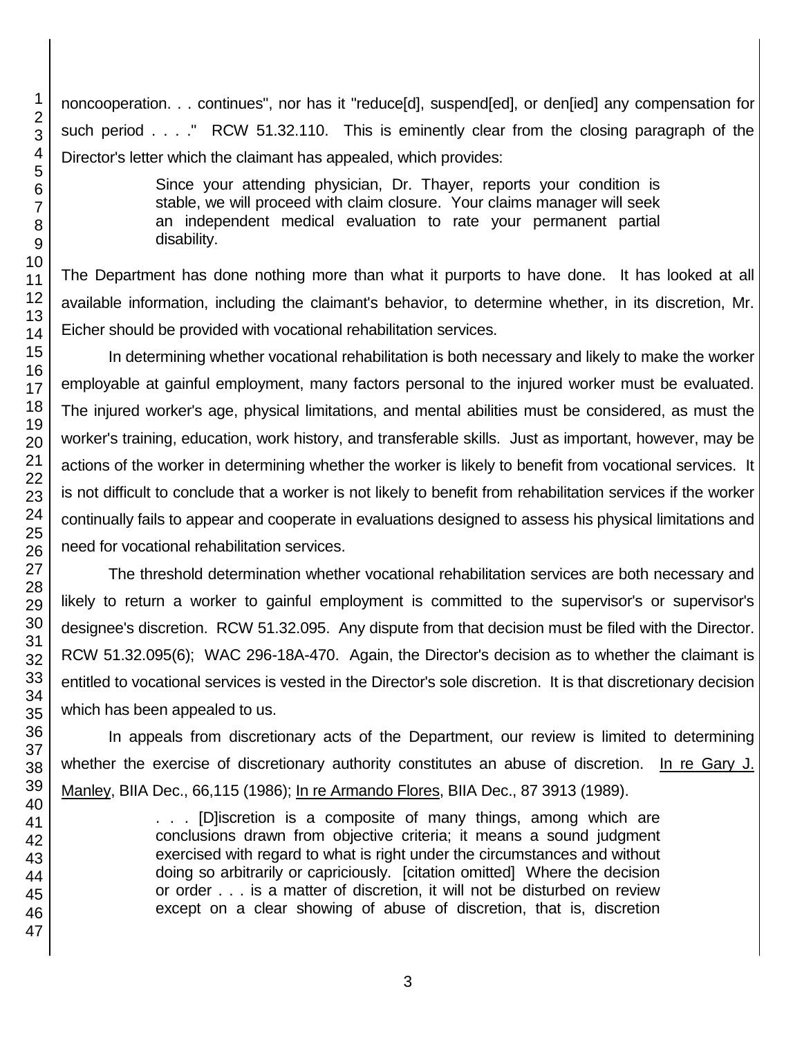noncooperation. . . continues", nor has it "reduce[d], suspend[ed], or den[ied] any compensation for such period . . . ." RCW 51.32.110. This is eminently clear from the closing paragraph of the Director's letter which the claimant has appealed, which provides:

> Since your attending physician, Dr. Thayer, reports your condition is stable, we will proceed with claim closure. Your claims manager will seek an independent medical evaluation to rate your permanent partial disability.

The Department has done nothing more than what it purports to have done. It has looked at all available information, including the claimant's behavior, to determine whether, in its discretion, Mr. Eicher should be provided with vocational rehabilitation services.

In determining whether vocational rehabilitation is both necessary and likely to make the worker employable at gainful employment, many factors personal to the injured worker must be evaluated. The injured worker's age, physical limitations, and mental abilities must be considered, as must the worker's training, education, work history, and transferable skills. Just as important, however, may be actions of the worker in determining whether the worker is likely to benefit from vocational services. It is not difficult to conclude that a worker is not likely to benefit from rehabilitation services if the worker continually fails to appear and cooperate in evaluations designed to assess his physical limitations and need for vocational rehabilitation services.

The threshold determination whether vocational rehabilitation services are both necessary and likely to return a worker to gainful employment is committed to the supervisor's or supervisor's designee's discretion. RCW 51.32.095. Any dispute from that decision must be filed with the Director. RCW 51.32.095(6); WAC 296-18A-470. Again, the Director's decision as to whether the claimant is entitled to vocational services is vested in the Director's sole discretion. It is that discretionary decision which has been appealed to us.

In appeals from discretionary acts of the Department, our review is limited to determining whether the exercise of discretionary authority constitutes an abuse of discretion. In re Gary J. Manley, BIIA Dec., 66,115 (1986); In re Armando Flores, BIIA Dec., 87 3913 (1989).

> . . . [D]iscretion is a composite of many things, among which are conclusions drawn from objective criteria; it means a sound judgment exercised with regard to what is right under the circumstances and without doing so arbitrarily or capriciously. [citation omitted] Where the decision or order . . . is a matter of discretion, it will not be disturbed on review except on a clear showing of abuse of discretion, that is, discretion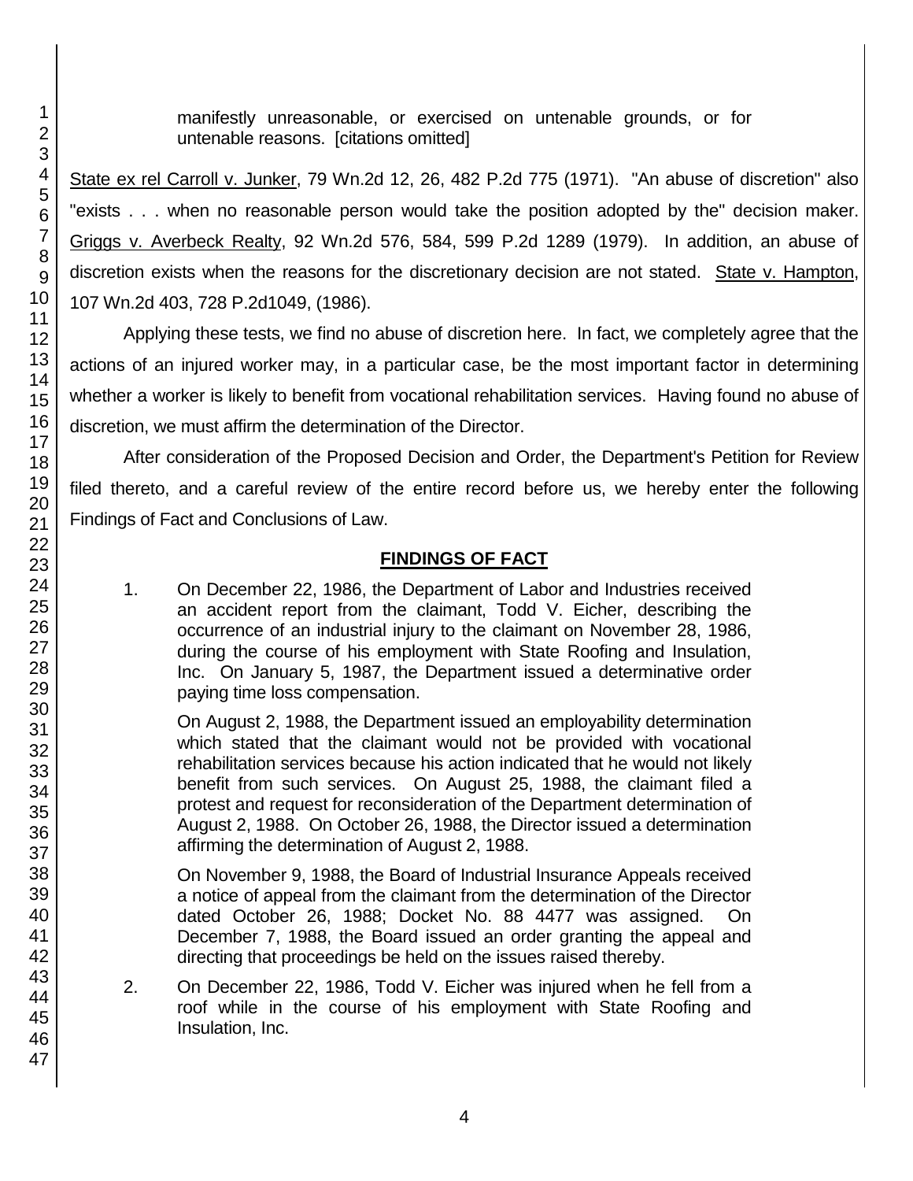manifestly unreasonable, or exercised on untenable grounds, or for untenable reasons. [citations omitted]

State ex rel Carroll v. Junker, 79 Wn.2d 12, 26, 482 P.2d 775 (1971). "An abuse of discretion" also "exists . . . when no reasonable person would take the position adopted by the" decision maker. Griggs v. Averbeck Realty, 92 Wn.2d 576, 584, 599 P.2d 1289 (1979). In addition, an abuse of discretion exists when the reasons for the discretionary decision are not stated. State v. Hampton, 107 Wn.2d 403, 728 P.2d1049, (1986).

Applying these tests, we find no abuse of discretion here. In fact, we completely agree that the actions of an injured worker may, in a particular case, be the most important factor in determining whether a worker is likely to benefit from vocational rehabilitation services. Having found no abuse of discretion, we must affirm the determination of the Director.

After consideration of the Proposed Decision and Order, the Department's Petition for Review filed thereto, and a careful review of the entire record before us, we hereby enter the following Findings of Fact and Conclusions of Law.

## FINDINGS OF FACT

1. On December 22, 1986, the Department of Labor and Industries received an accident report from the claimant, Todd V. Eicher, describing the occurrence of an industrial injury to the claimant on November 28, 1986, during the course of his employment with State Roofing and Insulation, Inc. On January 5, 1987, the Department issued a determinative order paying time loss compensation.

   On August 2, 1988, the Department issued an employability determination which stated that the claimant would not be provided with vocational rehabilitation services because his action indicated that he would not likely benefit from such services. On August 25, 1988, the claimant filed a protest and request for reconsideration of the Department determination of August 2, 1988. On October 26, 1988, the Director issued a determination affirming the determination of August 2, 1988.

   On November 9, 1988, the Board of Industrial Insurance Appeals received a notice of appeal from the claimant from the determination of the Director dated October 26, 1988; Docket No. 88 4477 was assigned. On December 7, 1988, the Board issued an order granting the appeal and directing that proceedings be held on the issues raised thereby.

2. On December 22, 1986, Todd V. Eicher was injured when he fell from a roof while in the course of his employment with State Roofing and Insulation, Inc.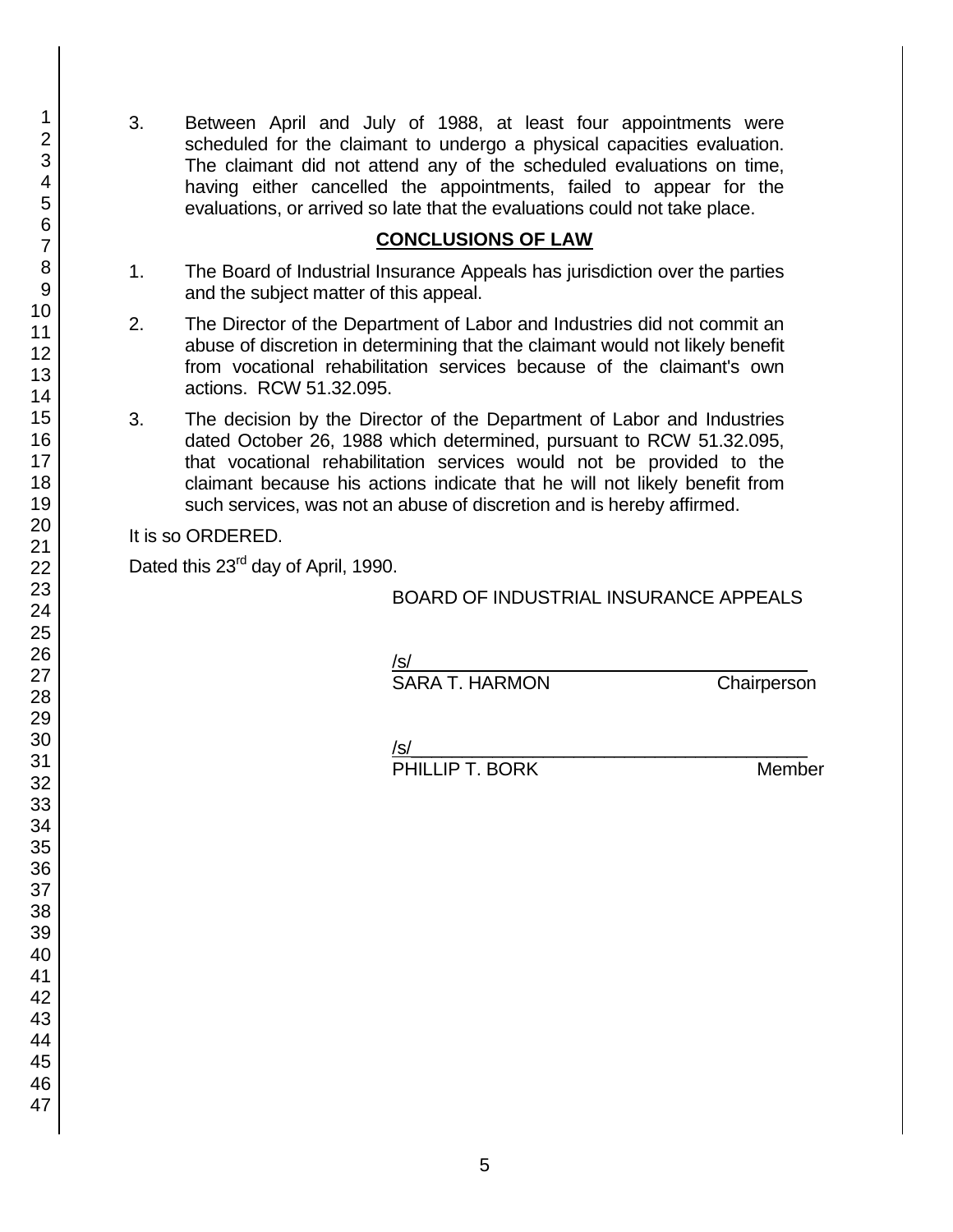3. Between April and July of 1988, at least four appointments were scheduled for the claimant to undergo a physical capacities evaluation. The claimant did not attend any of the scheduled evaluations on time, having either cancelled the appointments, failed to appear for the evaluations, or arrived so late that the evaluations could not take place.

## CONCLUSIONS OF LAW

1. The Board of Industrial Insurance Appeals has jurisdiction over the parties and the subject matter of this appeal.

2. The Director of the Department of Labor and Industries did not commit an abuse of discretion in determining that the claimant would not likely benefit from vocational rehabilitation services because of the claimant's own actions. RCW 51.32.095.

3. The decision by the Director of the Department of Labor and Industries dated October 26, 1988 which determined, pursuant to RCW 51.32.095, that vocational rehabilitation services would not be provided to the claimant because his actions indicate that he will not likely benefit from such services, was not an abuse of discretion and is hereby affirmed.

It is so ORDERED.

Dated this 23rd day of April, 1990.

BOARD OF INDUSTRIAL INSURANCE APPEALS

/s/
SARA T. HARMON Chairperson

/s/
PHILLIP T. BORK Member